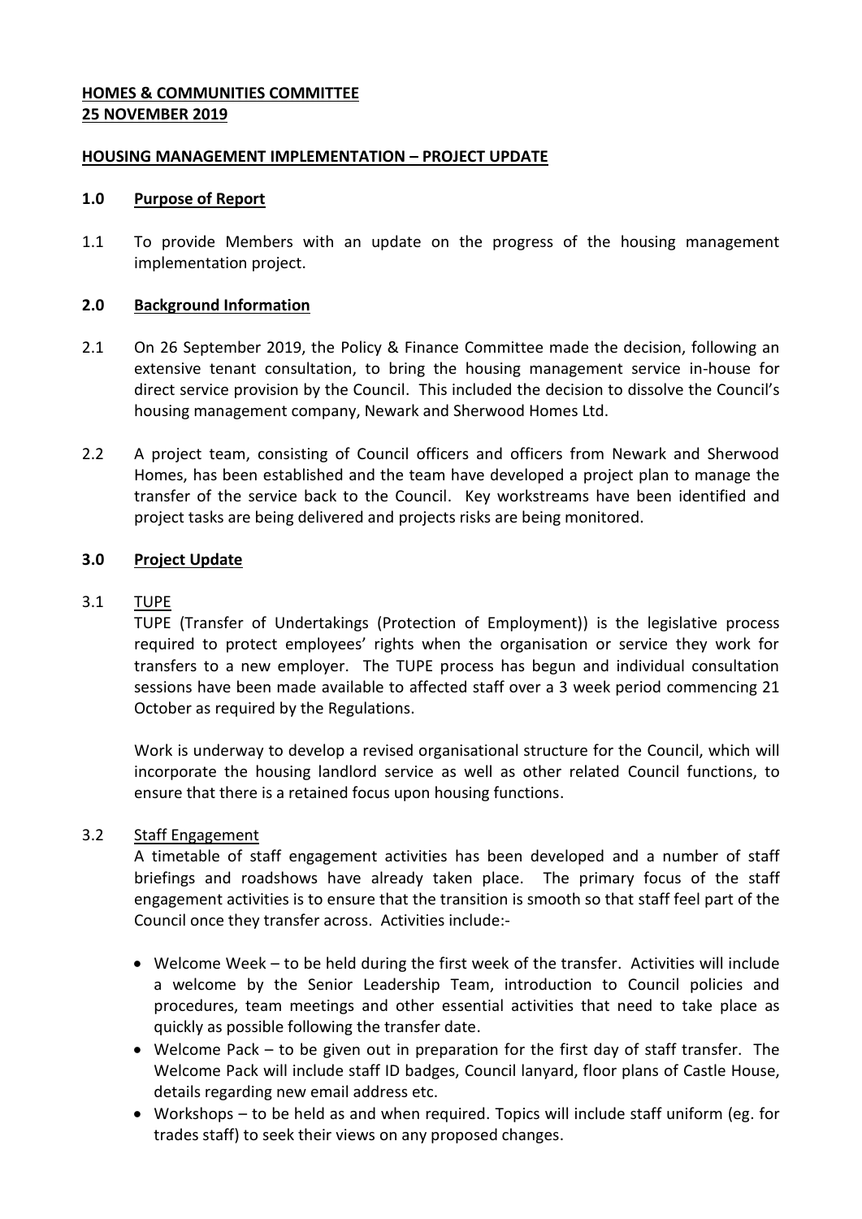**HOMES & COMMUNITIES COMMITTEE**
**25 NOVEMBER 2019**

**HOUSING MANAGEMENT IMPLEMENTATION – PROJECT UPDATE**

## 1.0 Purpose of Report

1.1 To provide Members with an update on the progress of the housing management implementation project.

## 2.0 Background Information

2.1 On 26 September 2019, the Policy & Finance Committee made the decision, following an extensive tenant consultation, to bring the housing management service in-house for direct service provision by the Council. This included the decision to dissolve the Council's housing management company, Newark and Sherwood Homes Ltd.

2.2 A project team, consisting of Council officers and officers from Newark and Sherwood Homes, has been established and the team have developed a project plan to manage the transfer of the service back to the Council. Key workstreams have been identified and project tasks are being delivered and projects risks are being monitored.

## 3.0 Project Update

3.1 TUPE

TUPE (Transfer of Undertakings (Protection of Employment)) is the legislative process required to protect employees' rights when the organisation or service they work for transfers to a new employer. The TUPE process has begun and individual consultation sessions have been made available to affected staff over a 3 week period commencing 21 October as required by the Regulations.

Work is underway to develop a revised organisational structure for the Council, which will incorporate the housing landlord service as well as other related Council functions, to ensure that there is a retained focus upon housing functions.

3.2 Staff Engagement

A timetable of staff engagement activities has been developed and a number of staff briefings and roadshows have already taken place. The primary focus of the staff engagement activities is to ensure that the transition is smooth so that staff feel part of the Council once they transfer across. Activities include:-

- Welcome Week – to be held during the first week of the transfer. Activities will include a welcome by the Senior Leadership Team, introduction to Council policies and procedures, team meetings and other essential activities that need to take place as quickly as possible following the transfer date.
- Welcome Pack – to be given out in preparation for the first day of staff transfer. The Welcome Pack will include staff ID badges, Council lanyard, floor plans of Castle House, details regarding new email address etc.
- Workshops – to be held as and when required. Topics will include staff uniform (eg. for trades staff) to seek their views on any proposed changes.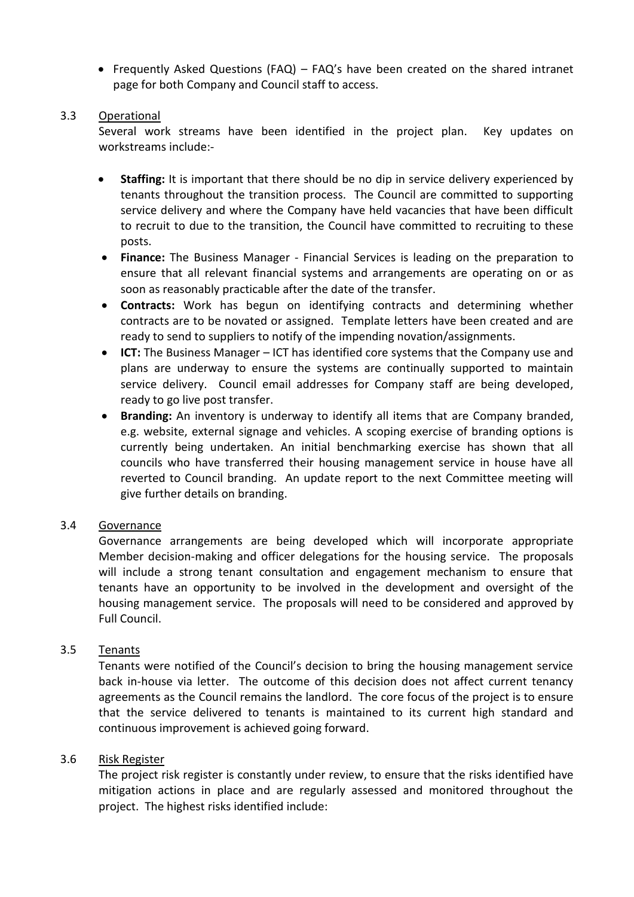- Frequently Asked Questions (FAQ) – FAQ's have been created on the shared intranet page for both Company and Council staff to access.

3.3 Operational

Several work streams have been identified in the project plan. Key updates on workstreams include:-

- **Staffing:** It is important that there should be no dip in service delivery experienced by tenants throughout the transition process. The Council are committed to supporting service delivery and where the Company have held vacancies that have been difficult to recruit to due to the transition, the Council have committed to recruiting to these posts.
- **Finance:** The Business Manager - Financial Services is leading on the preparation to ensure that all relevant financial systems and arrangements are operating on or as soon as reasonably practicable after the date of the transfer.
- **Contracts:** Work has begun on identifying contracts and determining whether contracts are to be novated or assigned. Template letters have been created and are ready to send to suppliers to notify of the impending novation/assignments.
- **ICT:** The Business Manager – ICT has identified core systems that the Company use and plans are underway to ensure the systems are continually supported to maintain service delivery. Council email addresses for Company staff are being developed, ready to go live post transfer.
- **Branding:** An inventory is underway to identify all items that are Company branded, e.g. website, external signage and vehicles. A scoping exercise of branding options is currently being undertaken. An initial benchmarking exercise has shown that all councils who have transferred their housing management service in house have all reverted to Council branding. An update report to the next Committee meeting will give further details on branding.

3.4 Governance

Governance arrangements are being developed which will incorporate appropriate Member decision-making and officer delegations for the housing service. The proposals will include a strong tenant consultation and engagement mechanism to ensure that tenants have an opportunity to be involved in the development and oversight of the housing management service. The proposals will need to be considered and approved by Full Council.

3.5 Tenants

Tenants were notified of the Council's decision to bring the housing management service back in-house via letter. The outcome of this decision does not affect current tenancy agreements as the Council remains the landlord. The core focus of the project is to ensure that the service delivered to tenants is maintained to its current high standard and continuous improvement is achieved going forward.

3.6 Risk Register

The project risk register is constantly under review, to ensure that the risks identified have mitigation actions in place and are regularly assessed and monitored throughout the project. The highest risks identified include: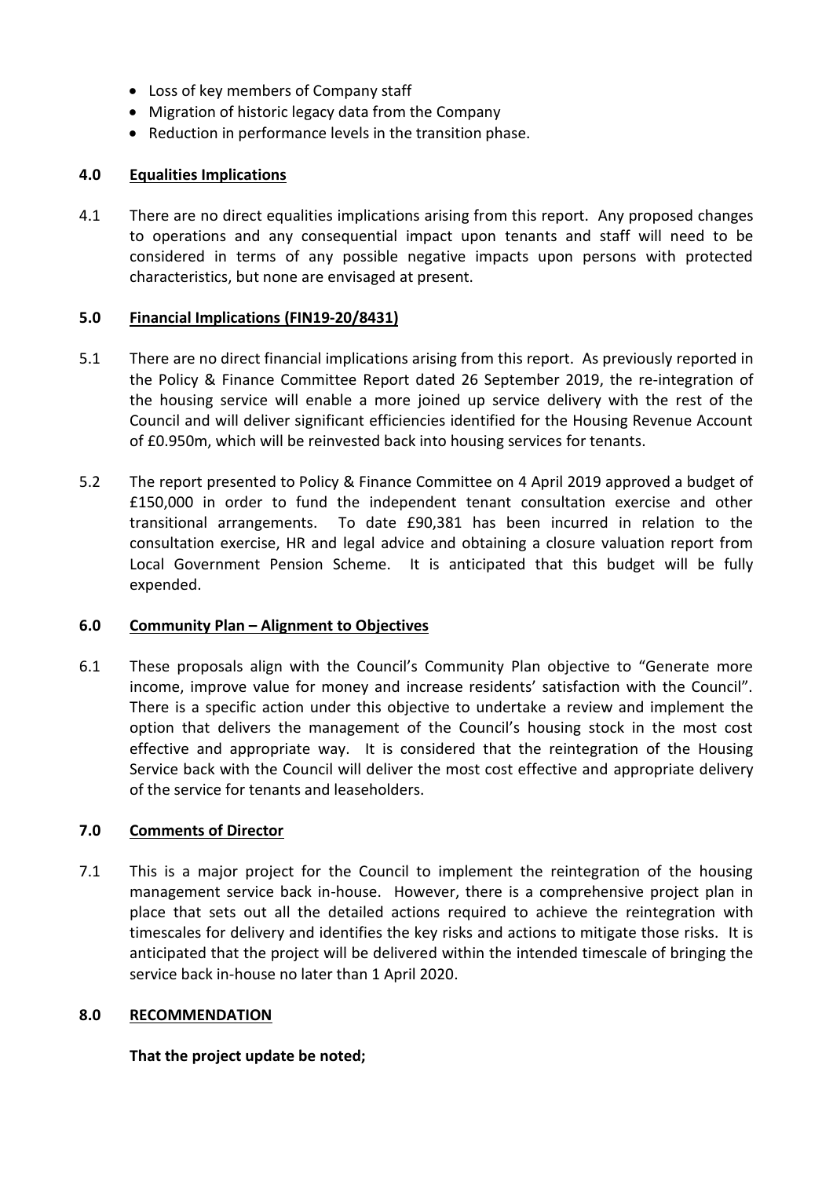- Loss of key members of Company staff
- Migration of historic legacy data from the Company
- Reduction in performance levels in the transition phase.

## 4.0 Equalities Implications

4.1 There are no direct equalities implications arising from this report. Any proposed changes to operations and any consequential impact upon tenants and staff will need to be considered in terms of any possible negative impacts upon persons with protected characteristics, but none are envisaged at present.

## 5.0 Financial Implications (FIN19-20/8431)

5.1 There are no direct financial implications arising from this report. As previously reported in the Policy & Finance Committee Report dated 26 September 2019, the re-integration of the housing service will enable a more joined up service delivery with the rest of the Council and will deliver significant efficiencies identified for the Housing Revenue Account of £0.950m, which will be reinvested back into housing services for tenants.

5.2 The report presented to Policy & Finance Committee on 4 April 2019 approved a budget of £150,000 in order to fund the independent tenant consultation exercise and other transitional arrangements. To date £90,381 has been incurred in relation to the consultation exercise, HR and legal advice and obtaining a closure valuation report from Local Government Pension Scheme. It is anticipated that this budget will be fully expended.

## 6.0 Community Plan – Alignment to Objectives

6.1 These proposals align with the Council's Community Plan objective to "Generate more income, improve value for money and increase residents' satisfaction with the Council". There is a specific action under this objective to undertake a review and implement the option that delivers the management of the Council's housing stock in the most cost effective and appropriate way. It is considered that the reintegration of the Housing Service back with the Council will deliver the most cost effective and appropriate delivery of the service for tenants and leaseholders.

## 7.0 Comments of Director

7.1 This is a major project for the Council to implement the reintegration of the housing management service back in-house. However, there is a comprehensive project plan in place that sets out all the detailed actions required to achieve the reintegration with timescales for delivery and identifies the key risks and actions to mitigate those risks. It is anticipated that the project will be delivered within the intended timescale of bringing the service back in-house no later than 1 April 2020.

## 8.0 RECOMMENDATION

**That the project update be noted;**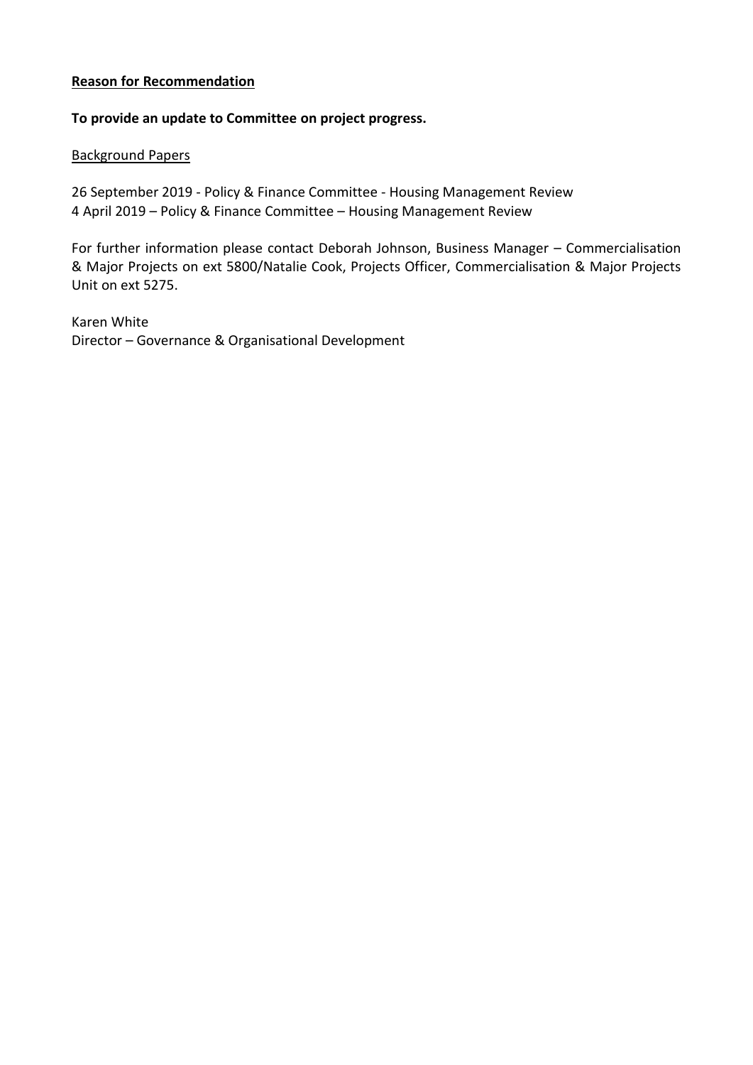**Reason for Recommendation**

**To provide an update to Committee on project progress.**

Background Papers

26 September 2019 - Policy & Finance Committee - Housing Management Review
4 April 2019 – Policy & Finance Committee – Housing Management Review

For further information please contact Deborah Johnson, Business Manager – Commercialisation & Major Projects on ext 5800/Natalie Cook, Projects Officer, Commercialisation & Major Projects Unit on ext 5275.

Karen White
Director – Governance & Organisational Development